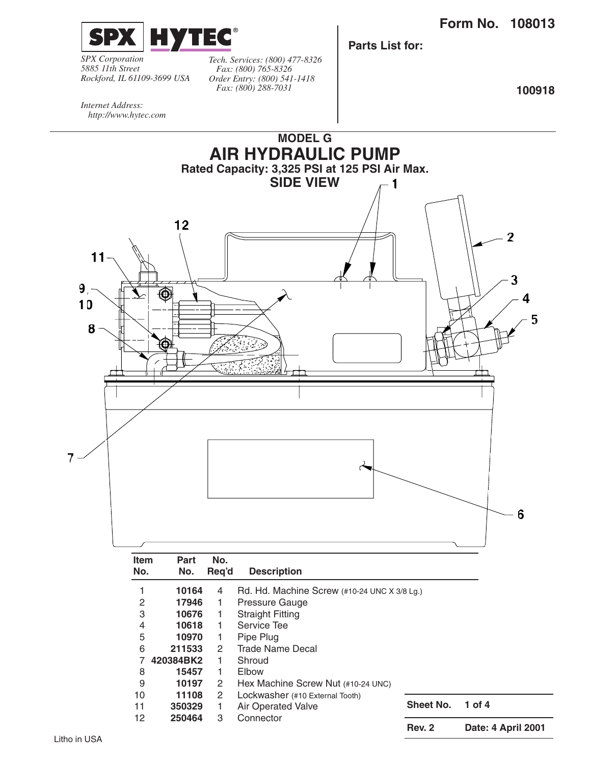**Form No. 108013**

SPX HYTEC®

*SPX Corporation*
*5885 11th Street*
*Rockford, IL 61109-3699 USA*

*Tech. Services: (800) 477-8326*
*Fax: (800) 765-8326*
*Order Entry: (800) 541-1418*
*Fax: (800) 288-7031*

*Internet Address:*
*http://www.hytec.com*

**Parts List for:**

**100918**

## MODEL G
# AIR HYDRAULIC PUMP
**Rated Capacity: 3,325 PSI at 125 PSI Air Max.**

**SIDE VIEW**

| Item No. | Part No. | No. Req'd | Description |
|---|---|---|---|
| 1 | **10164** | 4 | Rd. Hd. Machine Screw (#10-24 UNC X 3/8 Lg.) |
| 2 | **17946** | 1 | Pressure Gauge |
| 3 | **10676** | 1 | Straight Fitting |
| 4 | **10618** | 1 | Service Tee |
| 5 | **10970** | 1 | Pipe Plug |
| 6 | **211533** | 2 | Trade Name Decal |
| 7 | **420384BK2** | 1 | Shroud |
| 8 | **15457** | 1 | Elbow |
| 9 | **10197** | 2 | Hex Machine Screw Nut (#10-24 UNC) |
| 10 | **11108** | 2 | Lockwasher (#10 External Tooth) |
| 11 | **350329** | 1 | Air Operated Valve |
| 12 | **250464** | 3 | Connector |

**Sheet No.** **1 of 4**

**Rev. 2** **Date: 4 April 2001**

Litho in USA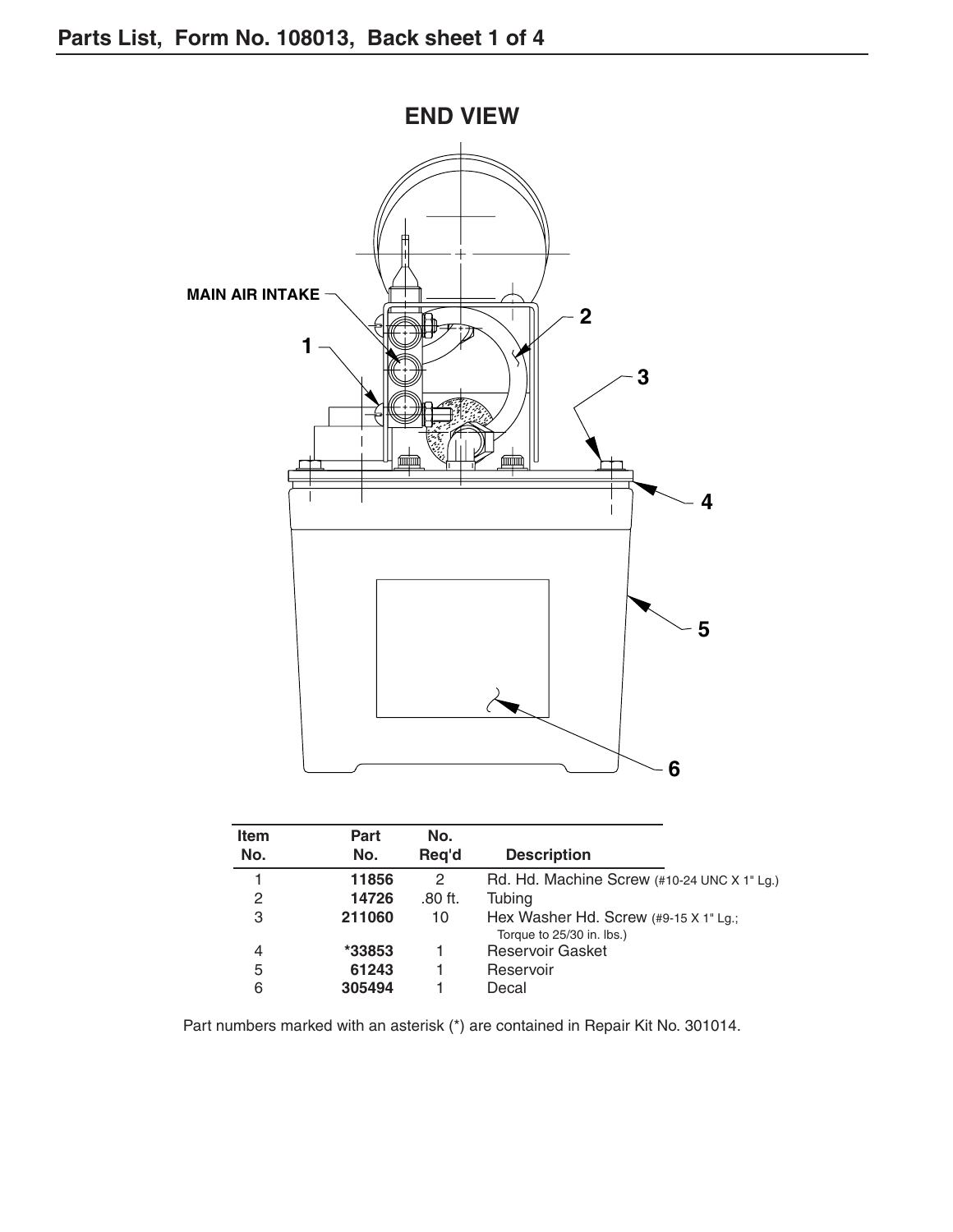## Parts List, Form No. 108013, Back sheet 1 of 4

### END VIEW

MAIN AIR INTAKE

| Item No. | Part No. | No. Req'd | Description |
|---|---|---|---|
| 1 | 11856 | 2 | Rd. Hd. Machine Screw (#10-24 UNC X 1" Lg.) |
| 2 | 14726 | .80 ft. | Tubing |
| 3 | 211060 | 10 | Hex Washer Hd. Screw (#9-15 X 1" Lg.; Torque to 25/30 in. lbs.) |
| 4 | *33853 | 1 | Reservoir Gasket |
| 5 | 61243 | 1 | Reservoir |
| 6 | 305494 | 1 | Decal |

Part numbers marked with an asterisk (*) are contained in Repair Kit No. 301014.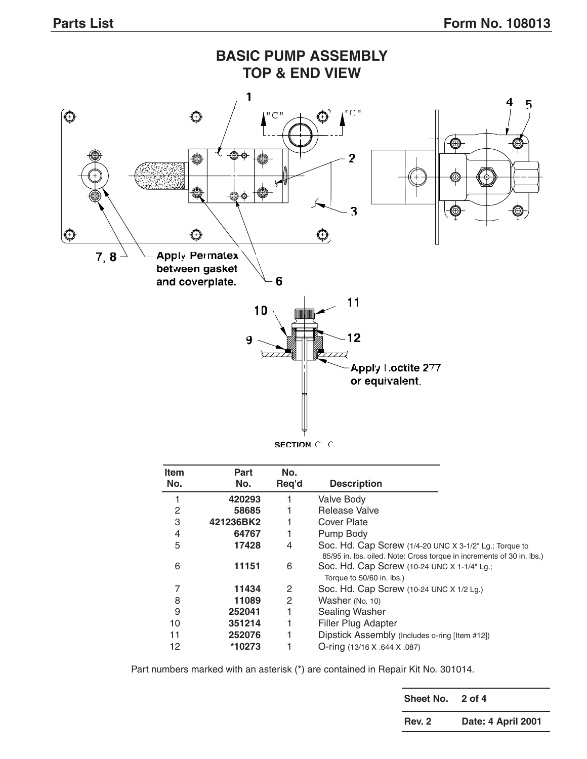## BASIC PUMP ASSEMBLY
## TOP & END VIEW

Apply Permatex between gasket and coverplate.

Apply Loctite 277 or equivalent.

SECTION C - C

| Item No. | Part No. | No. Req'd | Description |
|---|---|---|---|
| 1 | **420293** | 1 | Valve Body |
| 2 | **58685** | 1 | Release Valve |
| 3 | **421236BK2** | 1 | Cover Plate |
| 4 | **64767** | 1 | Pump Body |
| 5 | **17428** | 4 | Soc. Hd. Cap Screw (1/4-20 UNC X 3-1/2" Lg.; Torque to 85/95 in. lbs. oiled. Note: Cross torque in increments of 30 in. lbs.) |
| 6 | **11151** | 6 | Soc. Hd. Cap Screw (10-24 UNC X 1-1/4" Lg.; Torque to 50/60 in. lbs.) |
| 7 | **11434** | 2 | Soc. Hd. Cap Screw (10-24 UNC X 1/2 Lg.) |
| 8 | **11089** | 2 | Washer (No. 10) |
| 9 | **252041** | 1 | Sealing Washer |
| 10 | **351214** | 1 | Filler Plug Adapter |
| 11 | **252076** | 1 | Dipstick Assembly (Includes o-ring [Item #12]) |
| 12 | ***10273** | 1 | O-ring (13/16 X .644 X .087) |

Part numbers marked with an asterisk (*) are contained in Repair Kit No. 301014.

| Sheet No. | 2 of 4 |
|---|---|
| Rev. 2 | Date: 4 April 2001 |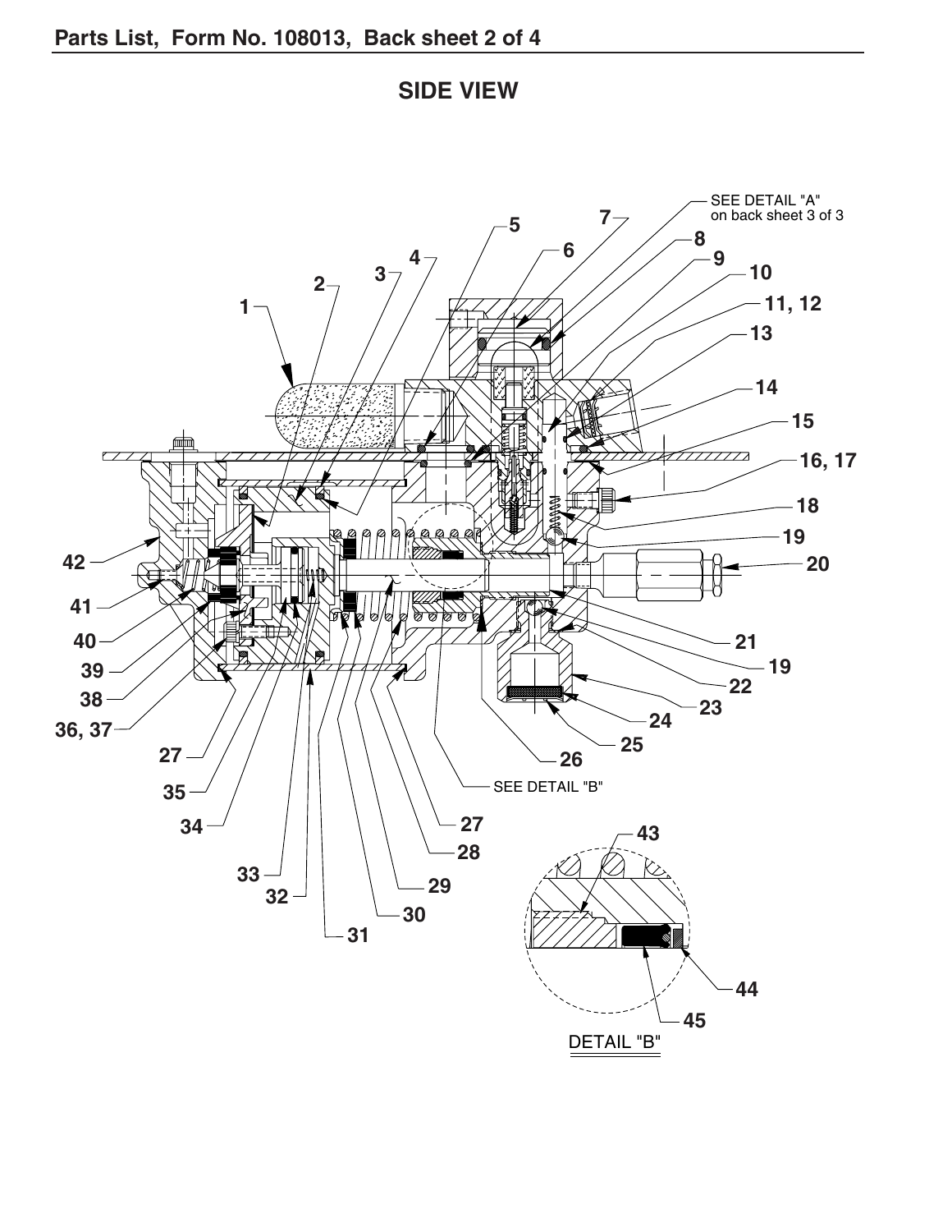## SIDE VIEW

SEE DETAIL "A" on back sheet 3 of 3

SEE DETAIL "B"

DETAIL "B"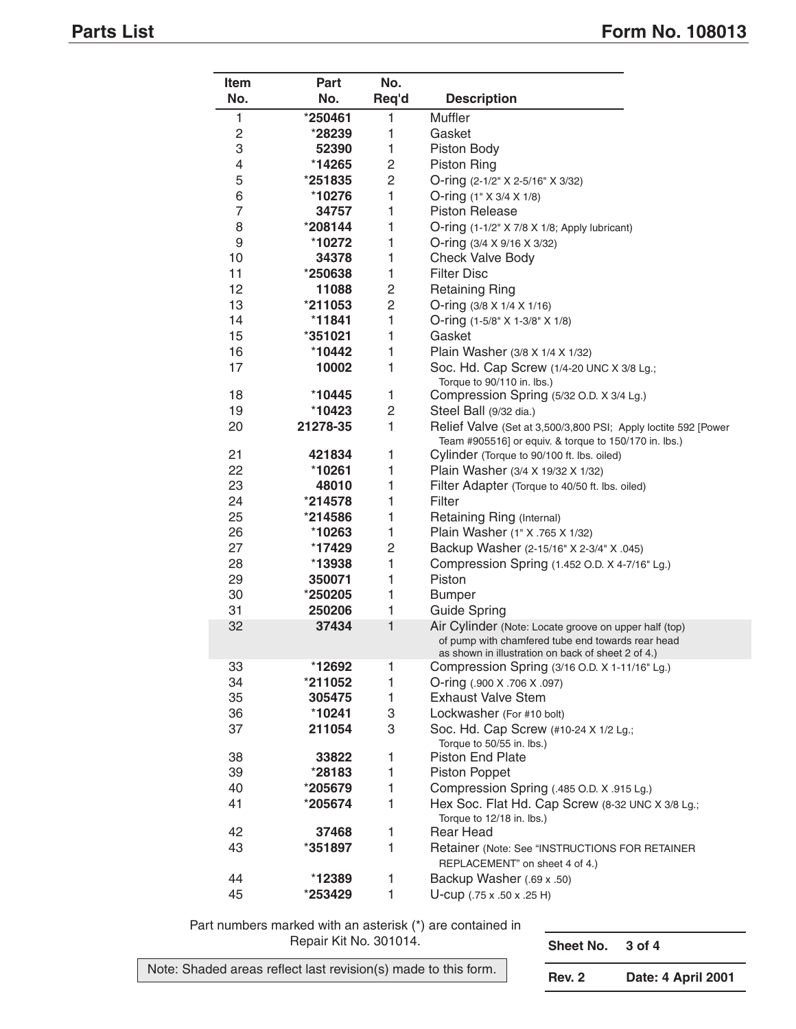## Parts List

| Item No. | Part No. | No. Req'd | Description |
|---|---|---|---|
| 1 | *250461 | 1 | Muffler |
| 2 | *28239 | 1 | Gasket |
| 3 | 52390 | 1 | Piston Body |
| 4 | *14265 | 2 | Piston Ring |
| 5 | *251835 | 2 | O-ring (2-1/2" X 2-5/16" X 3/32) |
| 6 | *10276 | 1 | O-ring (1" X 3/4 X 1/8) |
| 7 | 34757 | 1 | Piston Release |
| 8 | *208144 | 1 | O-ring (1-1/2" X 7/8 X 1/8; Apply lubricant) |
| 9 | *10272 | 1 | O-ring (3/4 X 9/16 X 3/32) |
| 10 | 34378 | 1 | Check Valve Body |
| 11 | *250638 | 1 | Filter Disc |
| 12 | 11088 | 2 | Retaining Ring |
| 13 | *211053 | 2 | O-ring (3/8 X 1/4 X 1/16) |
| 14 | *11841 | 1 | O-ring (1-5/8" X 1-3/8" X 1/8) |
| 15 | *351021 | 1 | Gasket |
| 16 | *10442 | 1 | Plain Washer (3/8 X 1/4 X 1/32) |
| 17 | 10002 | 1 | Soc. Hd. Cap Screw (1/4-20 UNC X 3/8 Lg.; Torque to 90/110 in. lbs.) |
| 18 | *10445 | 1 | Compression Spring (5/32 O.D. X 3/4 Lg.) |
| 19 | *10423 | 2 | Steel Ball (9/32 dia.) |
| 20 | 21278-35 | 1 | Relief Valve (Set at 3,500/3,800 PSI; Apply loctite 592 [Power Team #905516] or equiv. & torque to 150/170 in. lbs.) |
| 21 | 421834 | 1 | Cylinder (Torque to 90/100 ft. lbs. oiled) |
| 22 | *10261 | 1 | Plain Washer (3/4 X 19/32 X 1/32) |
| 23 | 48010 | 1 | Filter Adapter (Torque to 40/50 ft. lbs. oiled) |
| 24 | *214578 | 1 | Filter |
| 25 | *214586 | 1 | Retaining Ring (Internal) |
| 26 | *10263 | 1 | Plain Washer (1" X .765 X 1/32) |
| 27 | *17429 | 2 | Backup Washer (2-15/16" X 2-3/4" X .045) |
| 28 | *13938 | 1 | Compression Spring (1.452 O.D. X 4-7/16" Lg.) |
| 29 | 350071 | 1 | Piston |
| 30 | *250205 | 1 | Bumper |
| 31 | 250206 | 1 | Guide Spring |
| 32 | 37434 | 1 | Air Cylinder (Note: Locate groove on upper half (top) of pump with chamfered tube end towards rear head as shown in illustration on back of sheet 2 of 4.) |
| 33 | *12692 | 1 | Compression Spring (3/16 O.D. X 1-11/16" Lg.) |
| 34 | *211052 | 1 | O-ring (.900 X .706 X .097) |
| 35 | 305475 | 1 | Exhaust Valve Stem |
| 36 | *10241 | 3 | Lockwasher (For #10 bolt) |
| 37 | 211054 | 3 | Soc. Hd. Cap Screw (#10-24 X 1/2 Lg.; Torque to 50/55 in. lbs.) |
| 38 | 33822 | 1 | Piston End Plate |
| 39 | *28183 | 1 | Piston Poppet |
| 40 | *205679 | 1 | Compression Spring (.485 O.D. X .915 Lg.) |
| 41 | *205674 | 1 | Hex Soc. Flat Hd. Cap Screw (8-32 UNC X 3/8 Lg.; Torque to 12/18 in. lbs.) |
| 42 | 37468 | 1 | Rear Head |
| 43 | *351897 | 1 | Retainer (Note: See "INSTRUCTIONS FOR RETAINER REPLACEMENT" on sheet 4 of 4.) |
| 44 | *12389 | 1 | Backup Washer (.69 x .50) |
| 45 | *253429 | 1 | U-cup (.75 x .50 x .25 H) |

Part numbers marked with an asterisk (*) are contained in Repair Kit No. 301014.

Note: Shaded areas reflect last revision(s) made to this form.

| Sheet No. | 3 of 4 |
|---|---|
| Rev. 2 | Date: 4 April 2001 |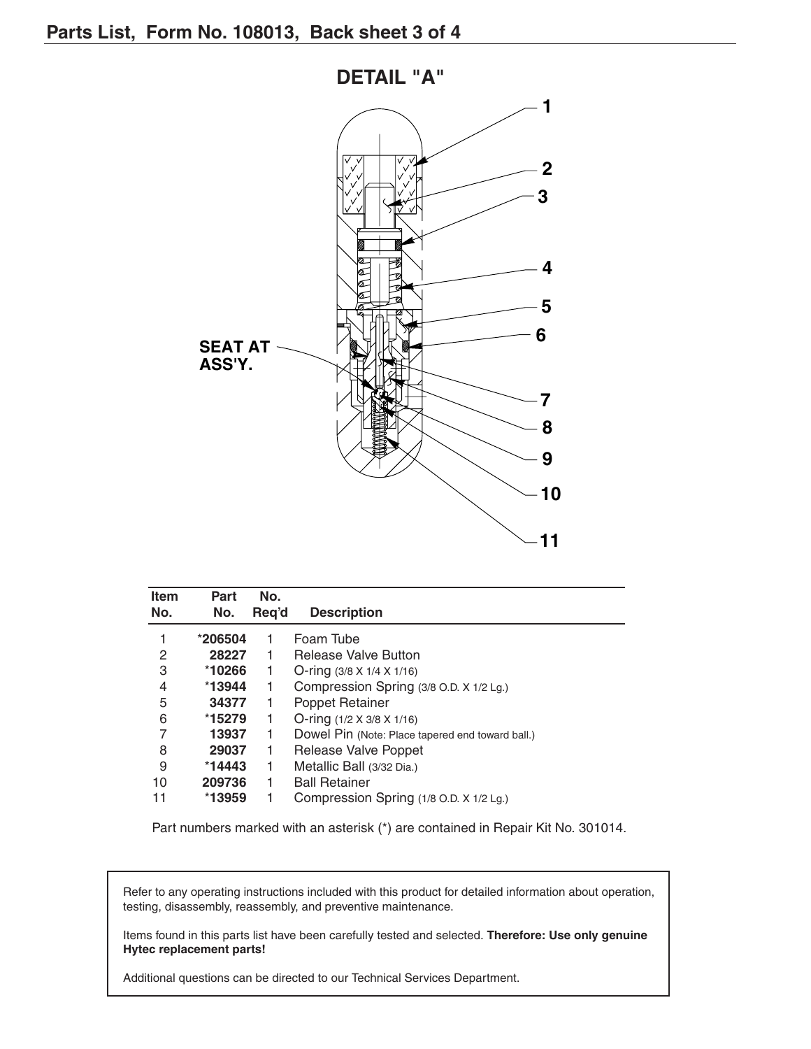## DETAIL "A"

SEAT AT ASS'Y.

1
2
3
4
5
6
7
8
9
10
11

| Item No. | Part No. | No. Req'd | Description |
|---|---|---|---|
| 1 | *206504 | 1 | Foam Tube |
| 2 | 28227 | 1 | Release Valve Button |
| 3 | *10266 | 1 | O-ring (3/8 X 1/4 X 1/16) |
| 4 | *13944 | 1 | Compression Spring (3/8 O.D. X 1/2 Lg.) |
| 5 | 34377 | 1 | Poppet Retainer |
| 6 | *15279 | 1 | O-ring (1/2 X 3/8 X 1/16) |
| 7 | 13937 | 1 | Dowel Pin (Note: Place tapered end toward ball.) |
| 8 | 29037 | 1 | Release Valve Poppet |
| 9 | *14443 | 1 | Metallic Ball (3/32 Dia.) |
| 10 | 209736 | 1 | Ball Retainer |
| 11 | *13959 | 1 | Compression Spring (1/8 O.D. X 1/2 Lg.) |

Part numbers marked with an asterisk (*) are contained in Repair Kit No. 301014.

Refer to any operating instructions included with this product for detailed information about operation, testing, disassembly, reassembly, and preventive maintenance.

Items found in this parts list have been carefully tested and selected. **Therefore: Use only genuine Hytec replacement parts!**

Additional questions can be directed to our Technical Services Department.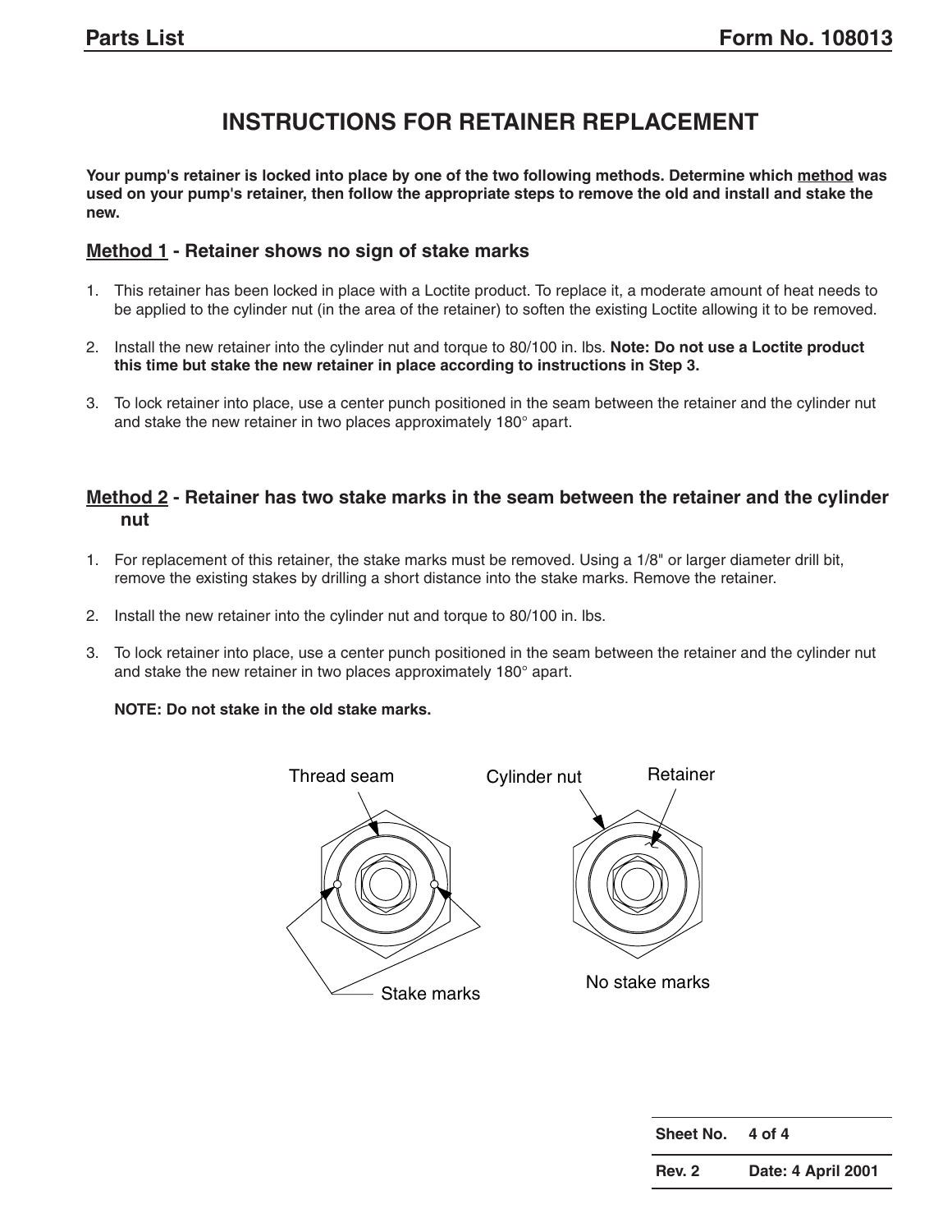# INSTRUCTIONS FOR RETAINER REPLACEMENT

**Your pump's retainer is locked into place by one of the two following methods. Determine which method was used on your pump's retainer, then follow the appropriate steps to remove the old and install and stake the new.**

## Method 1 - Retainer shows no sign of stake marks

1. This retainer has been locked in place with a Loctite product. To replace it, a moderate amount of heat needs to be applied to the cylinder nut (in the area of the retainer) to soften the existing Loctite allowing it to be removed.
2. Install the new retainer into the cylinder nut and torque to 80/100 in. lbs. **Note: Do not use a Loctite product this time but stake the new retainer in place according to instructions in Step 3.**
3. To lock retainer into place, use a center punch positioned in the seam between the retainer and the cylinder nut and stake the new retainer in two places approximately 180° apart.

## Method 2 - Retainer has two stake marks in the seam between the retainer and the cylinder nut

1. For replacement of this retainer, the stake marks must be removed. Using a 1/8" or larger diameter drill bit, remove the existing stakes by drilling a short distance into the stake marks. Remove the retainer.
2. Install the new retainer into the cylinder nut and torque to 80/100 in. lbs.
3. To lock retainer into place, use a center punch positioned in the seam between the retainer and the cylinder nut and stake the new retainer in two places approximately 180° apart.

   **NOTE: Do not stake in the old stake marks.**

Thread seam

Cylinder nut

Retainer

Stake marks

No stake marks